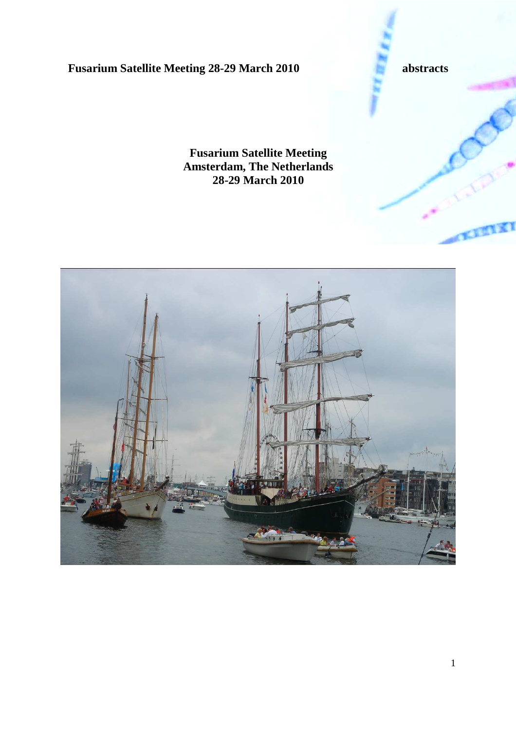**Fusarium Satellite Meeting 28-29 March 2010** **abstracts**

# Fusarium Satellite Meeting
# Amsterdam, The Netherlands
# 28-29 March 2010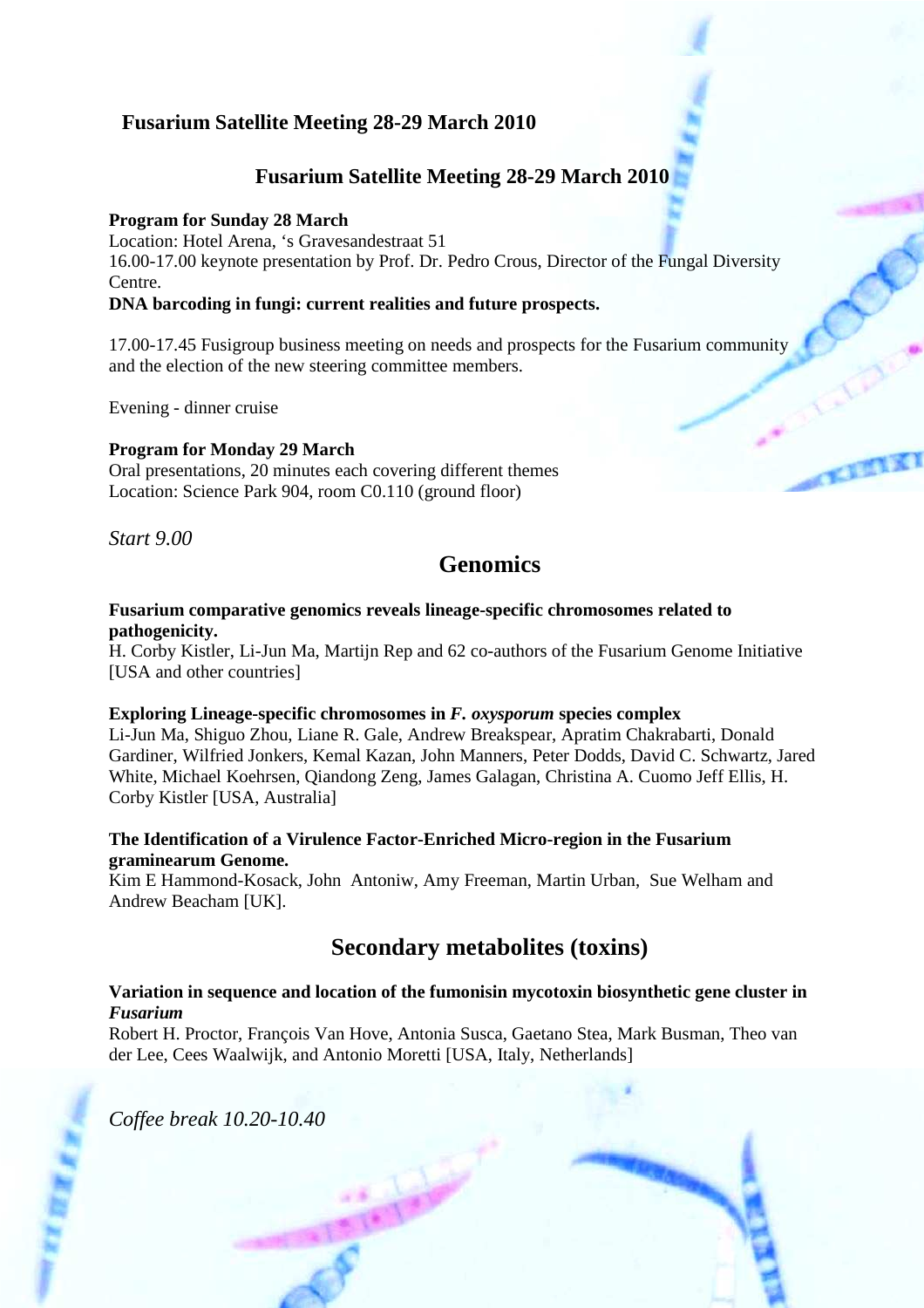## Fusarium Satellite Meeting 28-29 March 2010

## Fusarium Satellite Meeting 28-29 March 2010

**Program for Sunday 28 March**
Location: Hotel Arena, 's Gravesandestraat 51
16.00-17.00 keynote presentation by Prof. Dr. Pedro Crous, Director of the Fungal Diversity Centre.
**DNA barcoding in fungi: current realities and future prospects.**

17.00-17.45 Fusigroup business meeting on needs and prospects for the Fusarium community and the election of the new steering committee members.

Evening - dinner cruise

**Program for Monday 29 March**
Oral presentations, 20 minutes each covering different themes
Location: Science Park 904, room C0.110 (ground floor)

*Start 9.00*

## Genomics

**Fusarium comparative genomics reveals lineage-specific chromosomes related to pathogenicity.**
H. Corby Kistler, Li-Jun Ma, Martijn Rep and 62 co-authors of the Fusarium Genome Initiative [USA and other countries]

**Exploring Lineage-specific chromosomes in *F. oxysporum* species complex**
Li-Jun Ma, Shiguo Zhou, Liane R. Gale, Andrew Breakspear, Apratim Chakrabarti, Donald Gardiner, Wilfried Jonkers, Kemal Kazan, John Manners, Peter Dodds, David C. Schwartz, Jared White, Michael Koehrsen, Qiandong Zeng, James Galagan, Christina A. Cuomo Jeff Ellis, H. Corby Kistler [USA, Australia]

**The Identification of a Virulence Factor-Enriched Micro-region in the Fusarium graminearum Genome.**
Kim E Hammond-Kosack, John Antoniw, Amy Freeman, Martin Urban, Sue Welham and Andrew Beacham [UK].

## Secondary metabolites (toxins)

**Variation in sequence and location of the fumonisin mycotoxin biosynthetic gene cluster in *Fusarium***
Robert H. Proctor, François Van Hove, Antonia Susca, Gaetano Stea, Mark Busman, Theo van der Lee, Cees Waalwijk, and Antonio Moretti [USA, Italy, Netherlands]

*Coffee break 10.20-10.40*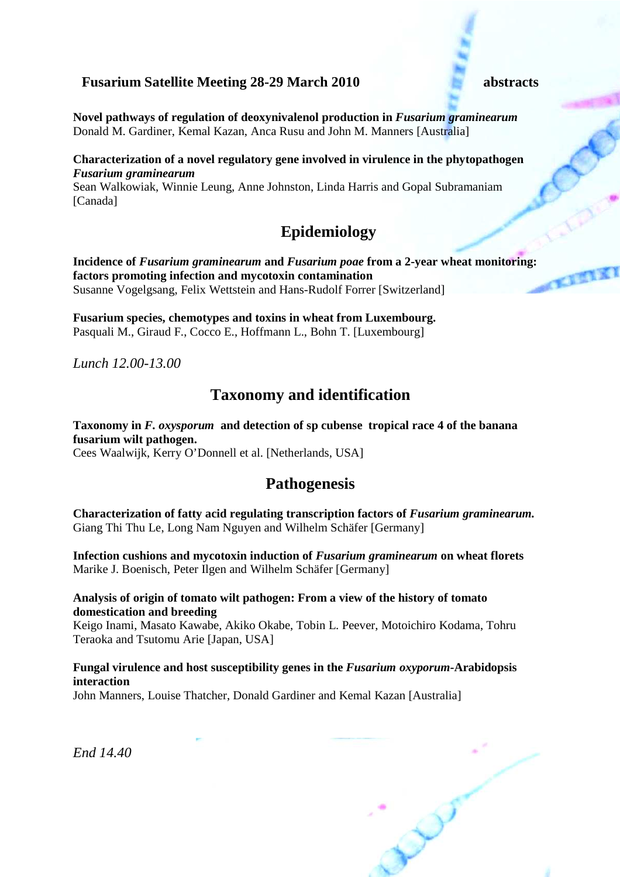**Fusarium Satellite Meeting 28-29 March 2010** **abstracts**

**Novel pathways of regulation of deoxynivalenol production in *Fusarium graminearum***
Donald M. Gardiner, Kemal Kazan, Anca Rusu and John M. Manners [Australia]

**Characterization of a novel regulatory gene involved in virulence in the phytopathogen *Fusarium graminearum***
Sean Walkowiak, Winnie Leung, Anne Johnston, Linda Harris and Gopal Subramaniam [Canada]

## Epidemiology

**Incidence of *Fusarium graminearum* and *Fusarium poae* from a 2-year wheat monitoring: factors promoting infection and mycotoxin contamination**
Susanne Vogelgsang, Felix Wettstein and Hans-Rudolf Forrer [Switzerland]

**Fusarium species, chemotypes and toxins in wheat from Luxembourg.**
Pasquali M., Giraud F., Cocco E., Hoffmann L., Bohn T. [Luxembourg]

*Lunch 12.00-13.00*

## Taxonomy and identification

**Taxonomy in *F. oxysporum* and detection of sp cubense tropical race 4 of the banana fusarium wilt pathogen.**
Cees Waalwijk, Kerry O'Donnell et al. [Netherlands, USA]

## Pathogenesis

**Characterization of fatty acid regulating transcription factors of *Fusarium graminearum.***
Giang Thi Thu Le, Long Nam Nguyen and Wilhelm Schäfer [Germany]

**Infection cushions and mycotoxin induction of *Fusarium graminearum* on wheat florets**
Marike J. Boenisch, Peter Ilgen and Wilhelm Schäfer [Germany]

**Analysis of origin of tomato wilt pathogen: From a view of the history of tomato domestication and breeding**
Keigo Inami, Masato Kawabe, Akiko Okabe, Tobin L. Peever, Motoichiro Kodama, Tohru Teraoka and Tsutomu Arie [Japan, USA]

**Fungal virulence and host susceptibility genes in the *Fusarium oxyporum*-Arabidopsis interaction**
John Manners, Louise Thatcher, Donald Gardiner and Kemal Kazan [Australia]

*End 14.40*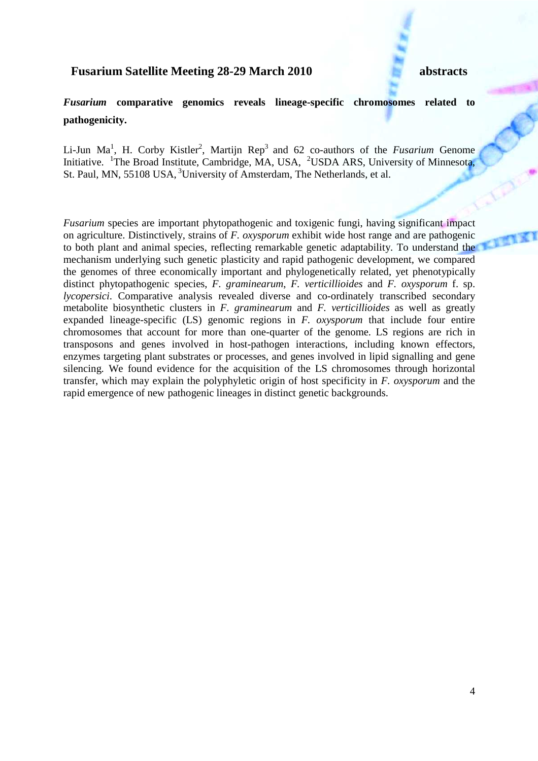## *Fusarium* comparative genomics reveals lineage-specific chromosomes related to pathogenicity.

Li-Jun Ma[1], H. Corby Kistler[2], Martijn Rep[3] and 62 co-authors of the *Fusarium* Genome Initiative. [1]The Broad Institute, Cambridge, MA, USA, [2]USDA ARS, University of Minnesota, St. Paul, MN, 55108 USA, [3]University of Amsterdam, The Netherlands, et al.

*Fusarium* species are important phytopathogenic and toxigenic fungi, having significant impact on agriculture. Distinctively, strains of *F. oxysporum* exhibit wide host range and are pathogenic to both plant and animal species, reflecting remarkable genetic adaptability. To understand the mechanism underlying such genetic plasticity and rapid pathogenic development, we compared the genomes of three economically important and phylogenetically related, yet phenotypically distinct phytopathogenic species, *F. graminearum, F. verticillioides* and *F. oxysporum* f. sp. *lycopersici*. Comparative analysis revealed diverse and co-ordinately transcribed secondary metabolite biosynthetic clusters in *F. graminearum* and *F. verticillioides* as well as greatly expanded lineage-specific (LS) genomic regions in *F. oxysporum* that include four entire chromosomes that account for more than one-quarter of the genome. LS regions are rich in transposons and genes involved in host-pathogen interactions, including known effectors, enzymes targeting plant substrates or processes, and genes involved in lipid signalling and gene silencing. We found evidence for the acquisition of the LS chromosomes through horizontal transfer, which may explain the polyphyletic origin of host specificity in *F. oxysporum* and the rapid emergence of new pathogenic lineages in distinct genetic backgrounds.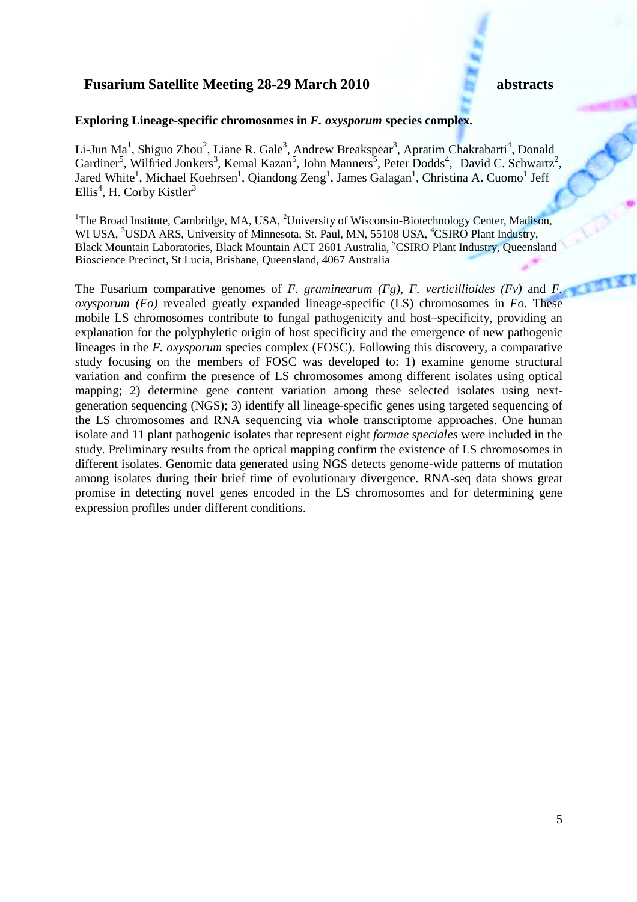**Exploring Lineage-specific chromosomes in *F. oxysporum* species complex.**

Li-Jun Ma[1], Shiguo Zhou[2], Liane R. Gale[3], Andrew Breakspear[3], Apratim Chakrabarti[4], Donald Gardiner[5], Wilfried Jonkers[3], Kemal Kazan[5], John Manners[5], Peter Dodds[4], David C. Schwartz[2], Jared White[1], Michael Koehrsen[1], Qiandong Zeng[1], James Galagan[1], Christina A. Cuomo[1] Jeff Ellis[4], H. Corby Kistler[3]

[1]The Broad Institute, Cambridge, MA, USA, [2]University of Wisconsin-Biotechnology Center, Madison, WI USA, [3]USDA ARS, University of Minnesota, St. Paul, MN, 55108 USA, [4]CSIRO Plant Industry, Black Mountain Laboratories, Black Mountain ACT 2601 Australia, [5]CSIRO Plant Industry, Queensland Bioscience Precinct, St Lucia, Brisbane, Queensland, 4067 Australia

The Fusarium comparative genomes of *F. graminearum (Fg)*, *F. verticillioides (Fv)* and *F. oxysporum (Fo)* revealed greatly expanded lineage-specific (LS) chromosomes in *Fo*. These mobile LS chromosomes contribute to fungal pathogenicity and host–specificity, providing an explanation for the polyphyletic origin of host specificity and the emergence of new pathogenic lineages in the *F. oxysporum* species complex (FOSC). Following this discovery, a comparative study focusing on the members of FOSC was developed to: 1) examine genome structural variation and confirm the presence of LS chromosomes among different isolates using optical mapping; 2) determine gene content variation among these selected isolates using next-generation sequencing (NGS); 3) identify all lineage-specific genes using targeted sequencing of the LS chromosomes and RNA sequencing via whole transcriptome approaches. One human isolate and 11 plant pathogenic isolates that represent eight *formae speciales* were included in the study. Preliminary results from the optical mapping confirm the existence of LS chromosomes in different isolates. Genomic data generated using NGS detects genome-wide patterns of mutation among isolates during their brief time of evolutionary divergence. RNA-seq data shows great promise in detecting novel genes encoded in the LS chromosomes and for determining gene expression profiles under different conditions.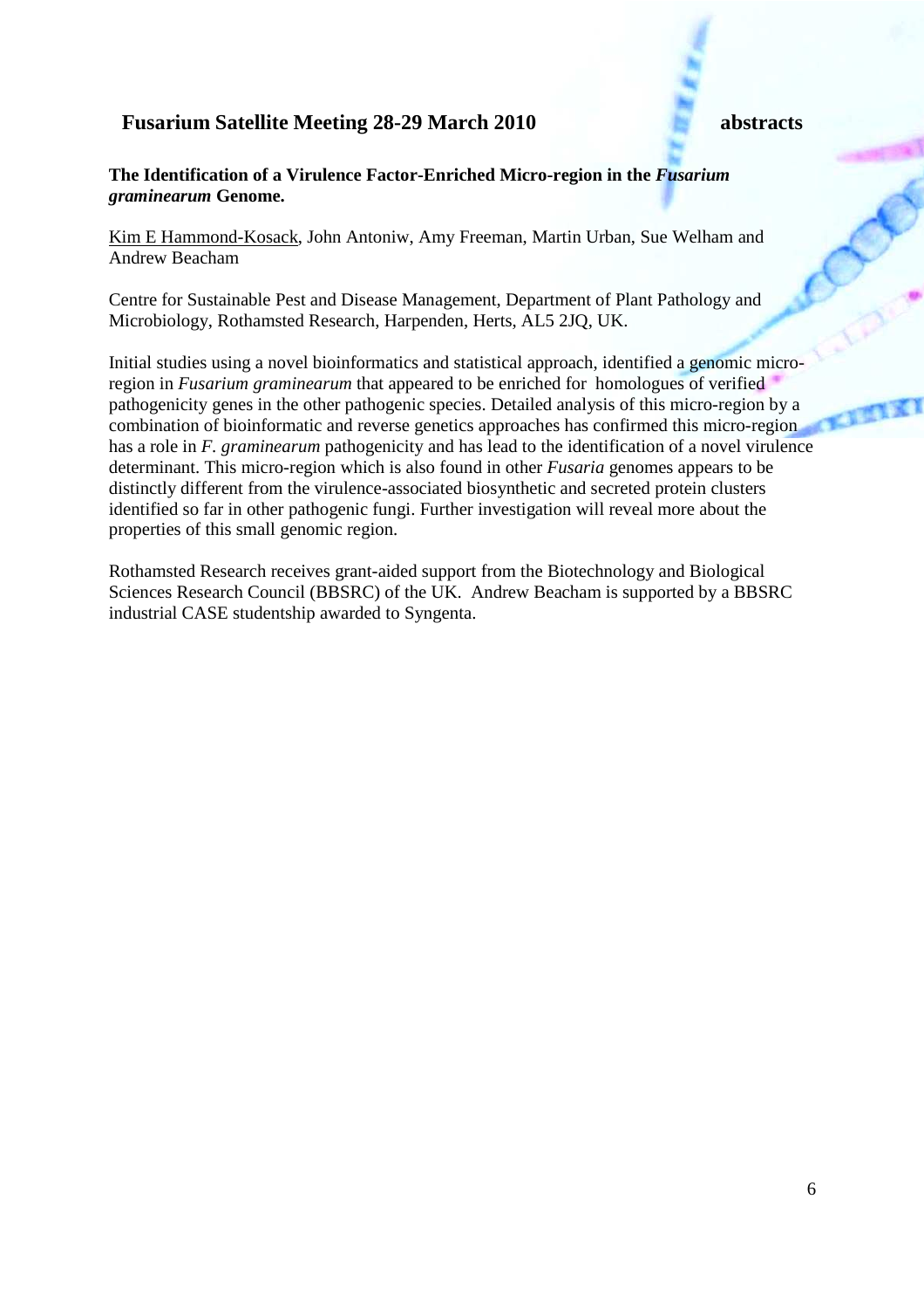**The Identification of a Virulence Factor-Enriched Micro-region in the *Fusarium graminearum* Genome.**

Kim E Hammond-Kosack, John Antoniw, Amy Freeman, Martin Urban, Sue Welham and Andrew Beacham

Centre for Sustainable Pest and Disease Management, Department of Plant Pathology and Microbiology, Rothamsted Research, Harpenden, Herts, AL5 2JQ, UK.

Initial studies using a novel bioinformatics and statistical approach, identified a genomic micro-region in *Fusarium graminearum* that appeared to be enriched for homologues of verified pathogenicity genes in the other pathogenic species. Detailed analysis of this micro-region by a combination of bioinformatic and reverse genetics approaches has confirmed this micro-region has a role in *F. graminearum* pathogenicity and has lead to the identification of a novel virulence determinant. This micro-region which is also found in other *Fusaria* genomes appears to be distinctly different from the virulence-associated biosynthetic and secreted protein clusters identified so far in other pathogenic fungi. Further investigation will reveal more about the properties of this small genomic region.

Rothamsted Research receives grant-aided support from the Biotechnology and Biological Sciences Research Council (BBSRC) of the UK. Andrew Beacham is supported by a BBSRC industrial CASE studentship awarded to Syngenta.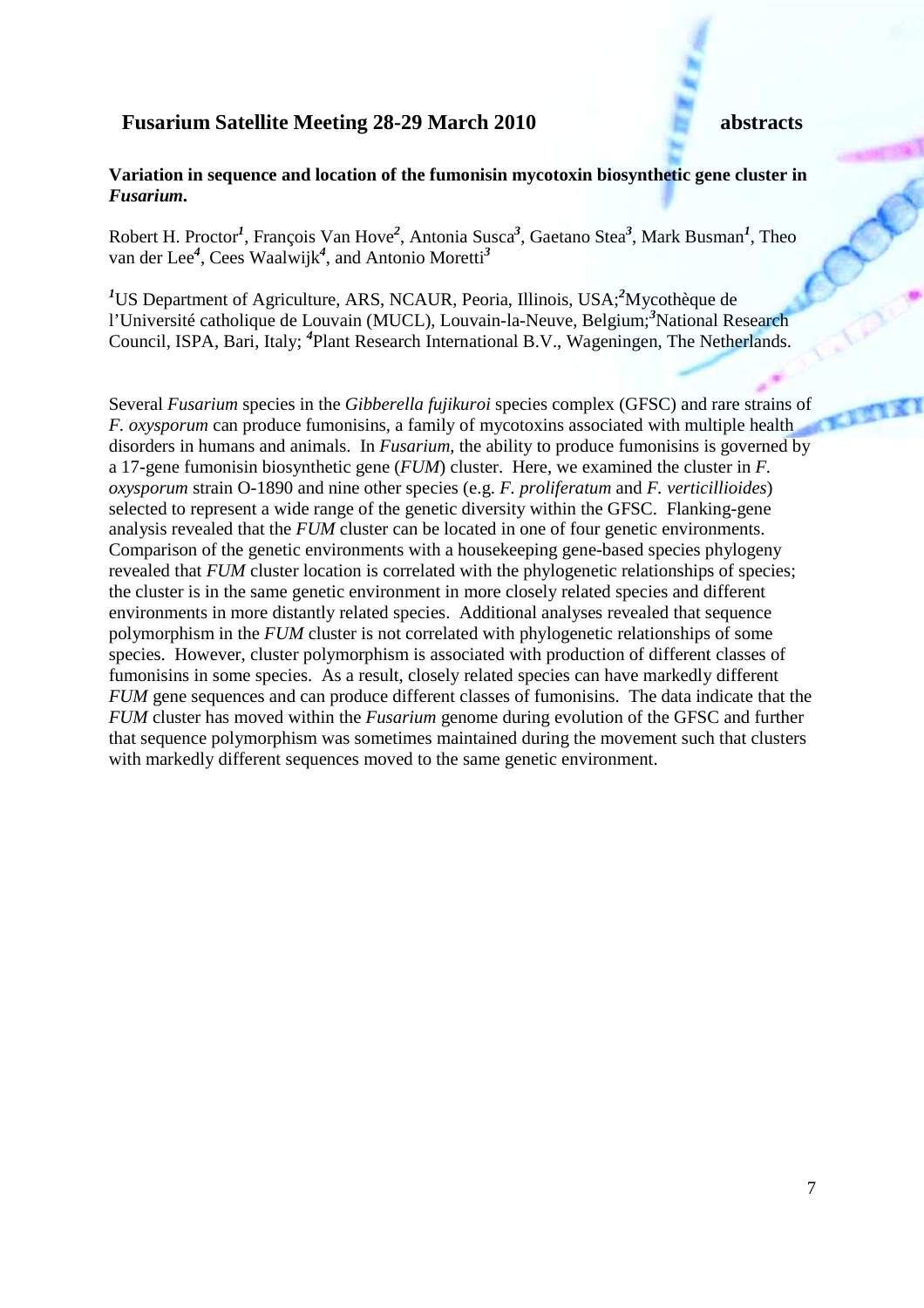**Variation in sequence and location of the fumonisin mycotoxin biosynthetic gene cluster in *Fusarium*.**

Robert H. Proctor[1], François Van Hove[2], Antonia Susca[3], Gaetano Stea[3], Mark Busman[1], Theo van der Lee[4], Cees Waalwijk[4], and Antonio Moretti[3]

[1]US Department of Agriculture, ARS, NCAUR, Peoria, Illinois, USA;[2]Mycothèque de l'Université catholique de Louvain (MUCL), Louvain-la-Neuve, Belgium;[3]National Research Council, ISPA, Bari, Italy; [4]Plant Research International B.V., Wageningen, The Netherlands.

Several *Fusarium* species in the *Gibberella fujikuroi* species complex (GFSC) and rare strains of *F. oxysporum* can produce fumonisins, a family of mycotoxins associated with multiple health disorders in humans and animals. In *Fusarium*, the ability to produce fumonisins is governed by a 17-gene fumonisin biosynthetic gene (*FUM*) cluster. Here, we examined the cluster in *F. oxysporum* strain O-1890 and nine other species (e.g. *F. proliferatum* and *F. verticillioides*) selected to represent a wide range of the genetic diversity within the GFSC. Flanking-gene analysis revealed that the *FUM* cluster can be located in one of four genetic environments. Comparison of the genetic environments with a housekeeping gene-based species phylogeny revealed that *FUM* cluster location is correlated with the phylogenetic relationships of species; the cluster is in the same genetic environment in more closely related species and different environments in more distantly related species. Additional analyses revealed that sequence polymorphism in the *FUM* cluster is not correlated with phylogenetic relationships of some species. However, cluster polymorphism is associated with production of different classes of fumonisins in some species. As a result, closely related species can have markedly different *FUM* gene sequences and can produce different classes of fumonisins. The data indicate that the *FUM* cluster has moved within the *Fusarium* genome during evolution of the GFSC and further that sequence polymorphism was sometimes maintained during the movement such that clusters with markedly different sequences moved to the same genetic environment.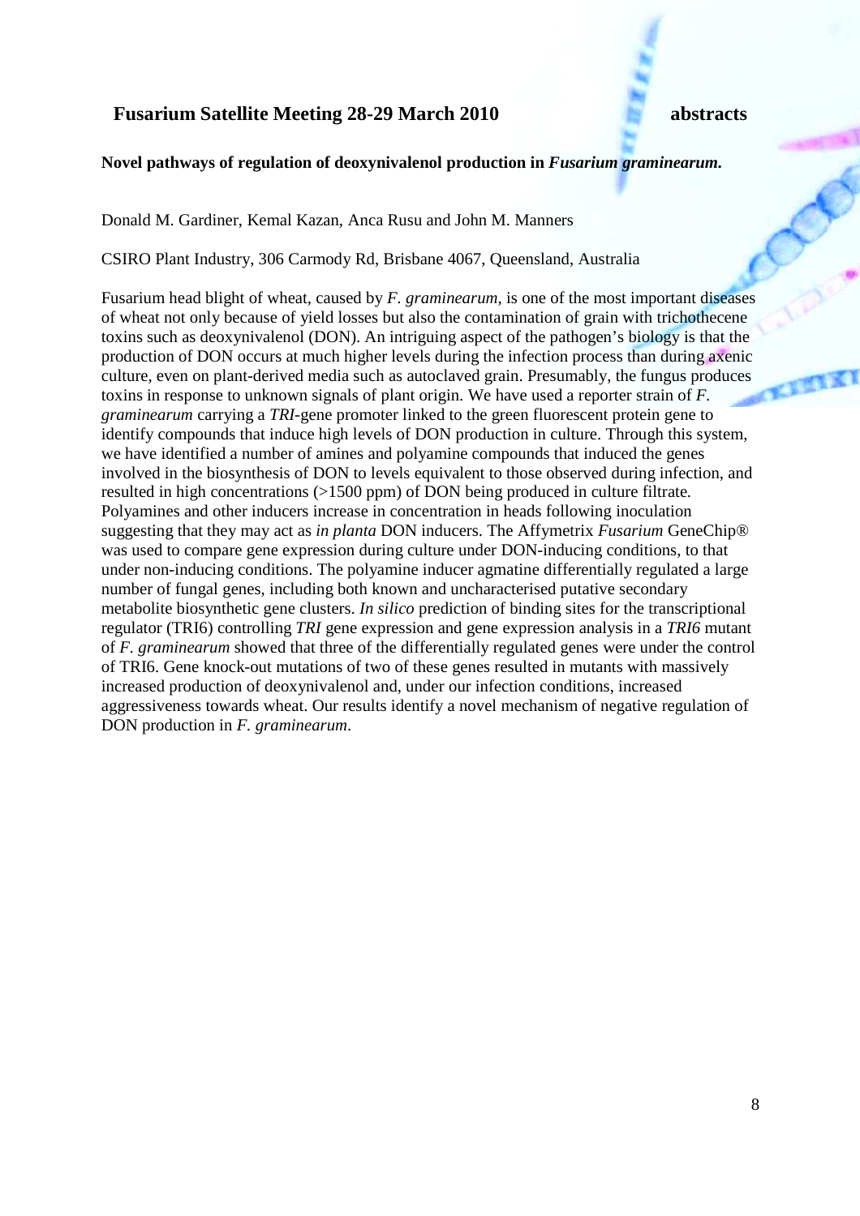## Novel pathways of regulation of deoxynivalenol production in *Fusarium graminearum*.

Donald M. Gardiner, Kemal Kazan, Anca Rusu and John M. Manners

CSIRO Plant Industry, 306 Carmody Rd, Brisbane 4067, Queensland, Australia

Fusarium head blight of wheat, caused by *F. graminearum*, is one of the most important diseases of wheat not only because of yield losses but also the contamination of grain with trichothecene toxins such as deoxynivalenol (DON). An intriguing aspect of the pathogen's biology is that the production of DON occurs at much higher levels during the infection process than during axenic culture, even on plant-derived media such as autoclaved grain. Presumably, the fungus produces toxins in response to unknown signals of plant origin. We have used a reporter strain of *F. graminearum* carrying a *TRI*-gene promoter linked to the green fluorescent protein gene to identify compounds that induce high levels of DON production in culture. Through this system, we have identified a number of amines and polyamine compounds that induced the genes involved in the biosynthesis of DON to levels equivalent to those observed during infection, and resulted in high concentrations (>1500 ppm) of DON being produced in culture filtrate. Polyamines and other inducers increase in concentration in heads following inoculation suggesting that they may act as *in planta* DON inducers. The Affymetrix *Fusarium* GeneChip® was used to compare gene expression during culture under DON-inducing conditions, to that under non-inducing conditions. The polyamine inducer agmatine differentially regulated a large number of fungal genes, including both known and uncharacterised putative secondary metabolite biosynthetic gene clusters. *In silico* prediction of binding sites for the transcriptional regulator (TRI6) controlling *TRI* gene expression and gene expression analysis in a *TRI6* mutant of *F. graminearum* showed that three of the differentially regulated genes were under the control of TRI6. Gene knock-out mutations of two of these genes resulted in mutants with massively increased production of deoxynivalenol and, under our infection conditions, increased aggressiveness towards wheat. Our results identify a novel mechanism of negative regulation of DON production in *F. graminearum*.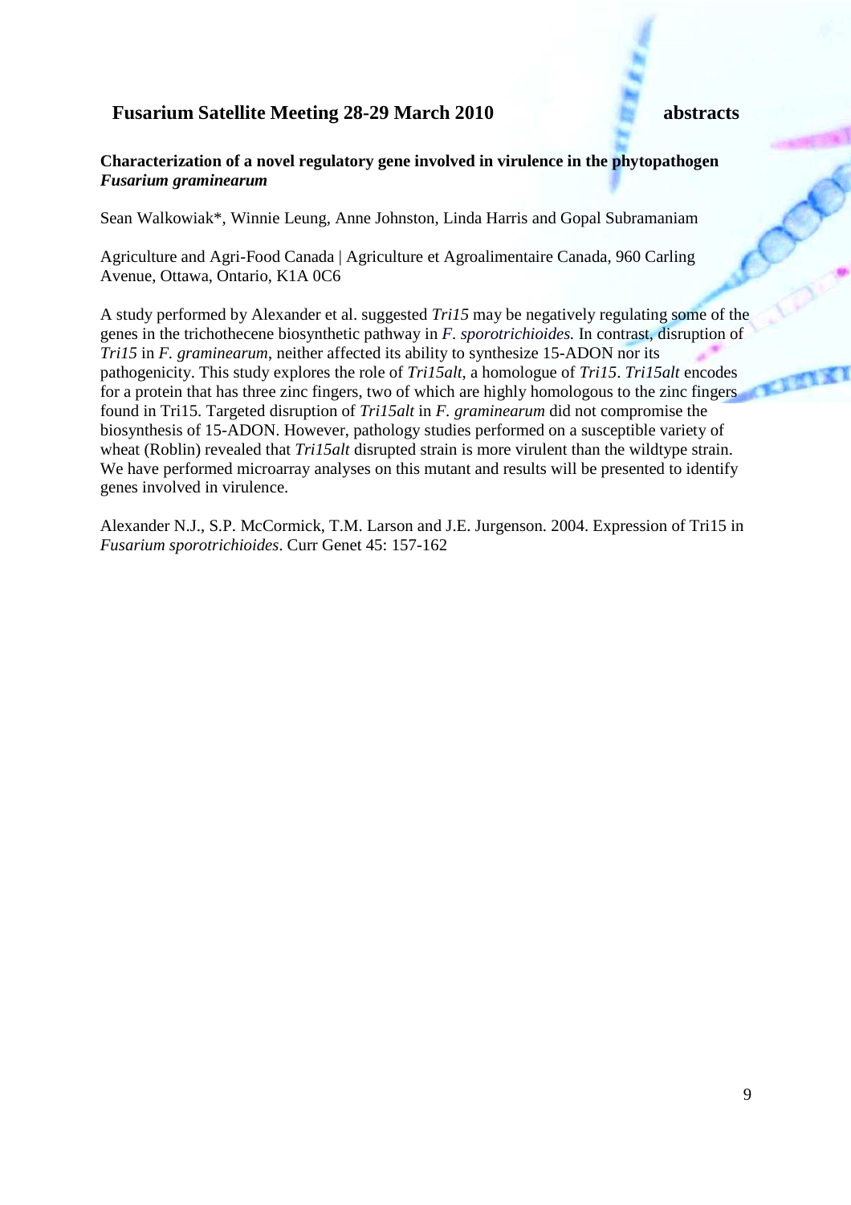## Characterization of a novel regulatory gene involved in virulence in the phytopathogen *Fusarium graminearum*

Sean Walkowiak*, Winnie Leung, Anne Johnston, Linda Harris and Gopal Subramaniam

Agriculture and Agri-Food Canada | Agriculture et Agroalimentaire Canada, 960 Carling Avenue, Ottawa, Ontario, K1A 0C6

A study performed by Alexander et al. suggested *Tri15* may be negatively regulating some of the genes in the trichothecene biosynthetic pathway in *F. sporotrichioides.* In contrast, disruption of *Tri15* in *F. graminearum*, neither affected its ability to synthesize 15-ADON nor its pathogenicity. This study explores the role of *Tri15alt*, a homologue of *Tri15*. *Tri15alt* encodes for a protein that has three zinc fingers, two of which are highly homologous to the zinc fingers found in Tri15. Targeted disruption of *Tri15alt* in *F. graminearum* did not compromise the biosynthesis of 15-ADON. However, pathology studies performed on a susceptible variety of wheat (Roblin) revealed that *Tri15alt* disrupted strain is more virulent than the wildtype strain. We have performed microarray analyses on this mutant and results will be presented to identify genes involved in virulence.

Alexander N.J., S.P. McCormick, T.M. Larson and J.E. Jurgenson. 2004. Expression of Tri15 in *Fusarium sporotrichioides*. Curr Genet 45: 157-162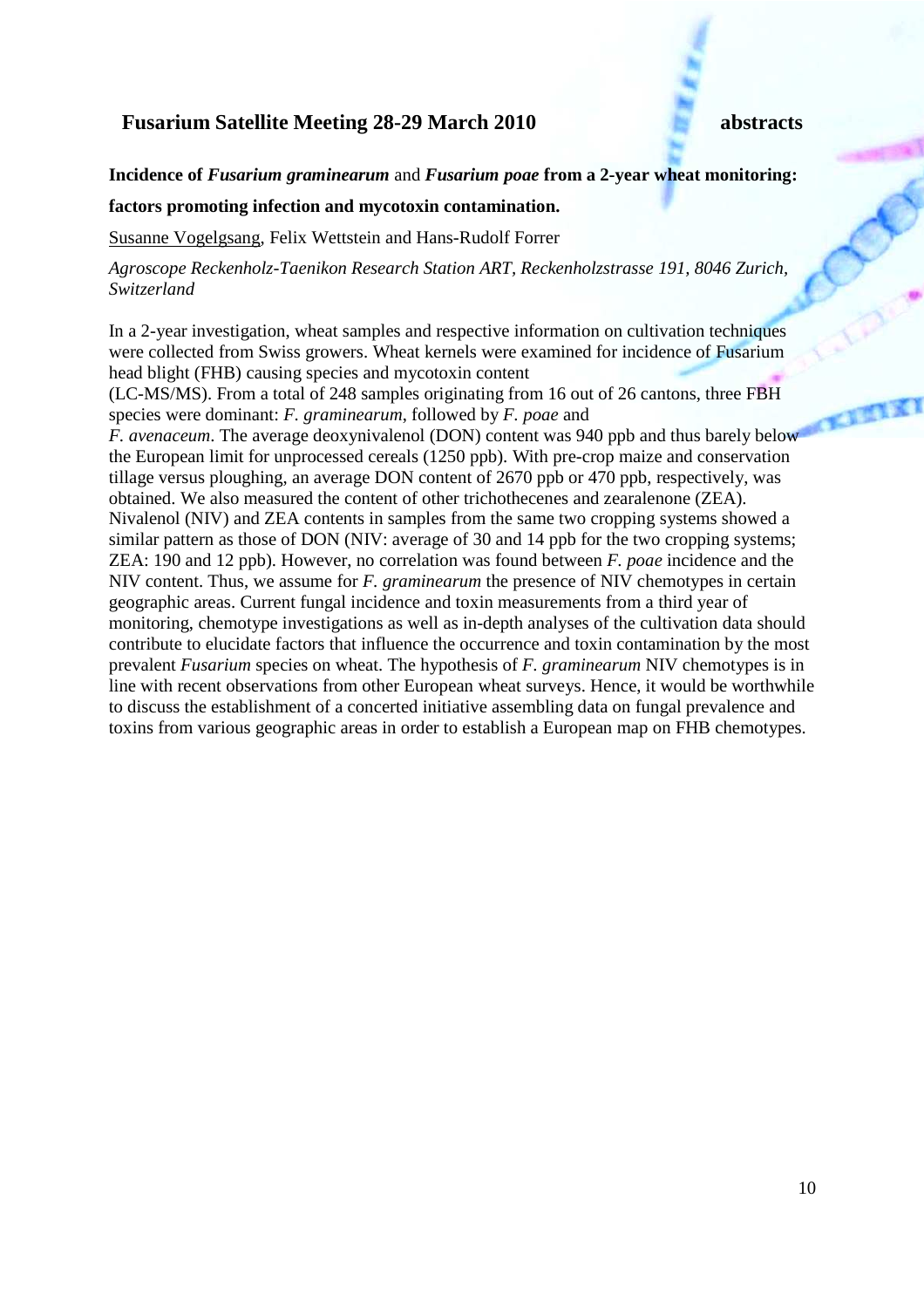**Incidence of *Fusarium graminearum* and *Fusarium poae* from a 2-year wheat monitoring: factors promoting infection and mycotoxin contamination.**

Susanne Vogelgsang, Felix Wettstein and Hans-Rudolf Forrer

*Agroscope Reckenholz-Taenikon Research Station ART, Reckenholzstrasse 191, 8046 Zurich, Switzerland*

In a 2-year investigation, wheat samples and respective information on cultivation techniques were collected from Swiss growers. Wheat kernels were examined for incidence of Fusarium head blight (FHB) causing species and mycotoxin content (LC-MS/MS). From a total of 248 samples originating from 16 out of 26 cantons, three FBH species were dominant: *F. graminearum*, followed by *F. poae* and *F. avenaceum*. The average deoxynivalenol (DON) content was 940 ppb and thus barely below the European limit for unprocessed cereals (1250 ppb). With pre-crop maize and conservation tillage versus ploughing, an average DON content of 2670 ppb or 470 ppb, respectively, was obtained. We also measured the content of other trichothecenes and zearalenone (ZEA). Nivalenol (NIV) and ZEA contents in samples from the same two cropping systems showed a similar pattern as those of DON (NIV: average of 30 and 14 ppb for the two cropping systems; ZEA: 190 and 12 ppb). However, no correlation was found between *F. poae* incidence and the NIV content. Thus, we assume for *F. graminearum* the presence of NIV chemotypes in certain geographic areas. Current fungal incidence and toxin measurements from a third year of monitoring, chemotype investigations as well as in-depth analyses of the cultivation data should contribute to elucidate factors that influence the occurrence and toxin contamination by the most prevalent *Fusarium* species on wheat. The hypothesis of *F. graminearum* NIV chemotypes is in line with recent observations from other European wheat surveys. Hence, it would be worthwhile to discuss the establishment of a concerted initiative assembling data on fungal prevalence and toxins from various geographic areas in order to establish a European map on FHB chemotypes.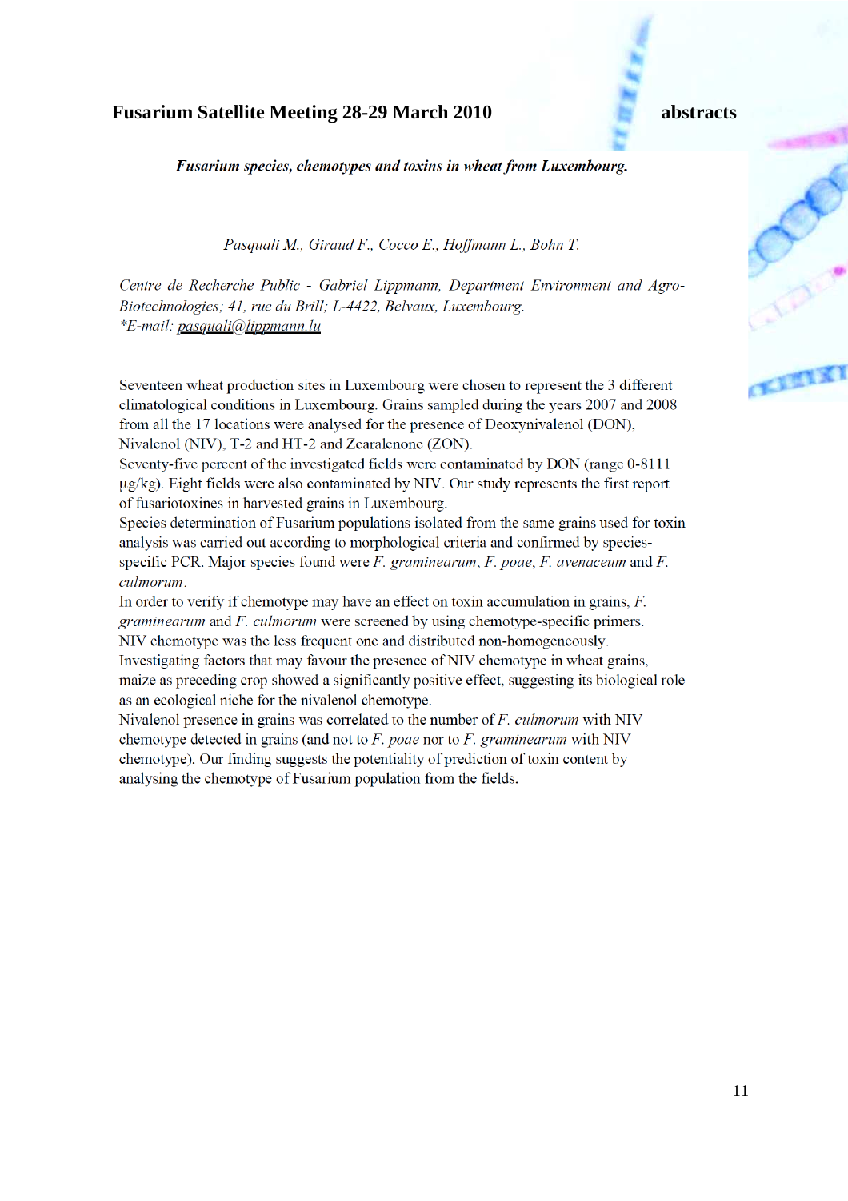## *Fusarium species, chemotypes and toxins in wheat from Luxembourg.*

*Pasquali M., Giraud F., Cocco E., Hoffmann L., Bohn T.*

*Centre de Recherche Public - Gabriel Lippmann, Department Environment and Agro-Biotechnologies; 41, rue du Brill; L-4422, Belvaux, Luxembourg.*
*\*E-mail: pasquali@lippmann.lu*

Seventeen wheat production sites in Luxembourg were chosen to represent the 3 different climatological conditions in Luxembourg. Grains sampled during the years 2007 and 2008 from all the 17 locations were analysed for the presence of Deoxynivalenol (DON), Nivalenol (NIV), T-2 and HT-2 and Zearalenone (ZON).
Seventy-five percent of the investigated fields were contaminated by DON (range 0-8111 µg/kg). Eight fields were also contaminated by NIV. Our study represents the first report of fusariotoxines in harvested grains in Luxembourg.
Species determination of Fusarium populations isolated from the same grains used for toxin analysis was carried out according to morphological criteria and confirmed by species-specific PCR. Major species found were *F. graminearum*, *F. poae*, *F. avenaceum* and *F. culmorum*.
In order to verify if chemotype may have an effect on toxin accumulation in grains, *F. graminearum* and *F. culmorum* were screened by using chemotype-specific primers.
NIV chemotype was the less frequent one and distributed non-homogeneously.
Investigating factors that may favour the presence of NIV chemotype in wheat grains, maize as preceding crop showed a significantly positive effect, suggesting its biological role as an ecological niche for the nivalenol chemotype.
Nivalenol presence in grains was correlated to the number of *F. culmorum* with NIV chemotype detected in grains (and not to *F. poae* nor to *F. graminearum* with NIV chemotype). Our finding suggests the potentiality of prediction of toxin content by analysing the chemotype of Fusarium population from the fields.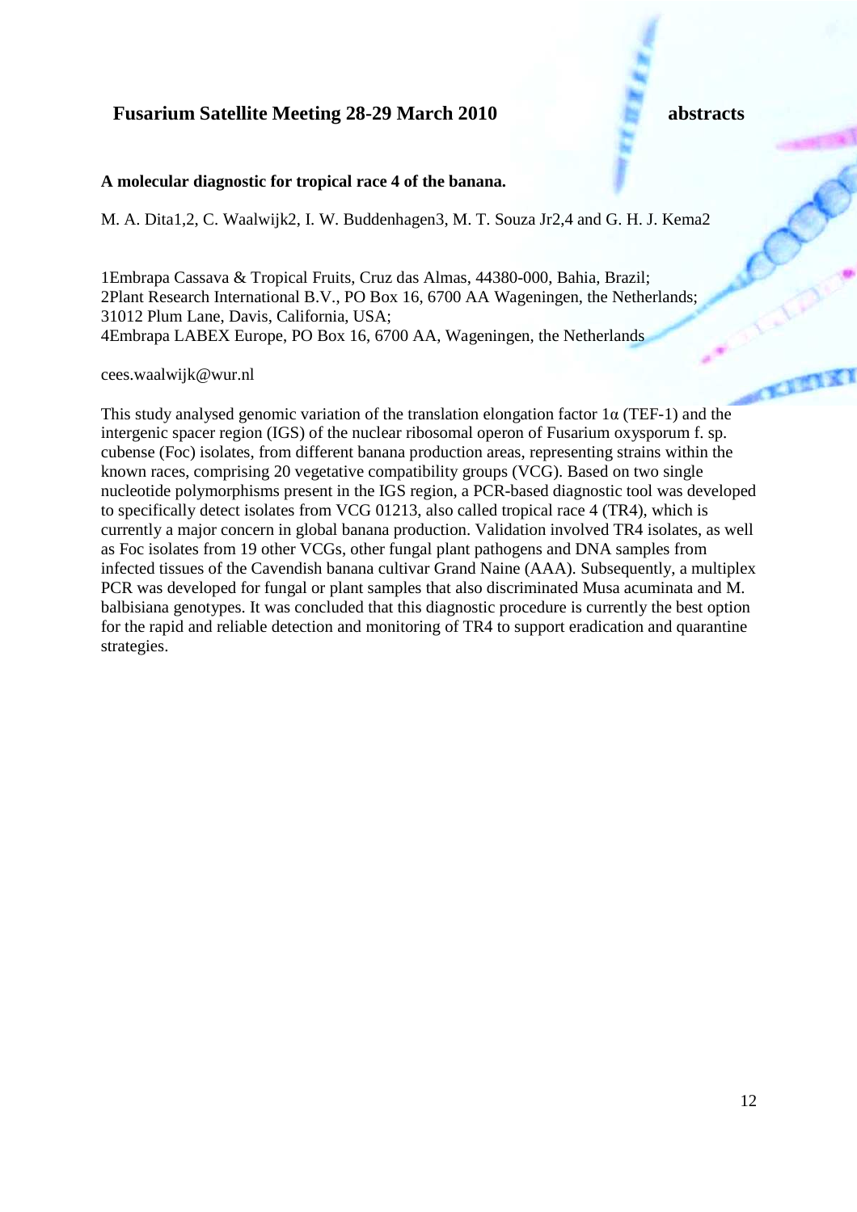**A molecular diagnostic for tropical race 4 of the banana.**

M. A. Dita[1,2], C. Waalwijk[2], I. W. Buddenhagen[3], M. T. Souza Jr[2,4] and G. H. J. Kema[2]

[1]Embrapa Cassava & Tropical Fruits, Cruz das Almas, 44380-000, Bahia, Brazil;
[2]Plant Research International B.V., PO Box 16, 6700 AA Wageningen, the Netherlands;
[3]1012 Plum Lane, Davis, California, USA;
[4]Embrapa LABEX Europe, PO Box 16, 6700 AA, Wageningen, the Netherlands

cees.waalwijk@wur.nl

This study analysed genomic variation of the translation elongation factor 1α (TEF-1) and the intergenic spacer region (IGS) of the nuclear ribosomal operon of Fusarium oxysporum f. sp. cubense (Foc) isolates, from different banana production areas, representing strains within the known races, comprising 20 vegetative compatibility groups (VCG). Based on two single nucleotide polymorphisms present in the IGS region, a PCR-based diagnostic tool was developed to specifically detect isolates from VCG 01213, also called tropical race 4 (TR4), which is currently a major concern in global banana production. Validation involved TR4 isolates, as well as Foc isolates from 19 other VCGs, other fungal plant pathogens and DNA samples from infected tissues of the Cavendish banana cultivar Grand Naine (AAA). Subsequently, a multiplex PCR was developed for fungal or plant samples that also discriminated Musa acuminata and M. balbisiana genotypes. It was concluded that this diagnostic procedure is currently the best option for the rapid and reliable detection and monitoring of TR4 to support eradication and quarantine strategies.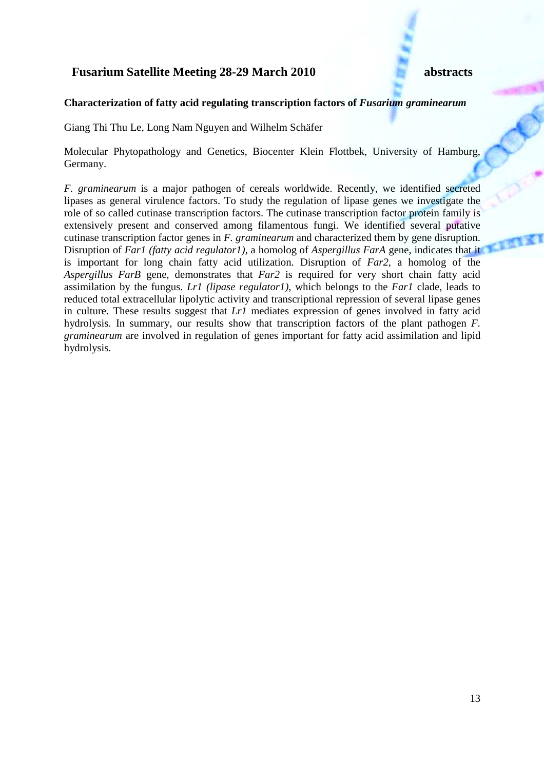## Characterization of fatty acid regulating transcription factors of *Fusarium graminearum*

Giang Thi Thu Le, Long Nam Nguyen and Wilhelm Schäfer

Molecular Phytopathology and Genetics, Biocenter Klein Flottbek, University of Hamburg, Germany.

*F. graminearum* is a major pathogen of cereals worldwide. Recently, we identified secreted lipases as general virulence factors. To study the regulation of lipase genes we investigate the role of so called cutinase transcription factors. The cutinase transcription factor protein family is extensively present and conserved among filamentous fungi. We identified several putative cutinase transcription factor genes in *F. graminearum* and characterized them by gene disruption. Disruption of *Far1 (fatty acid regulator1)*, a homolog of *Aspergillus FarA* gene, indicates that it is important for long chain fatty acid utilization. Disruption of *Far2*, a homolog of the *Aspergillus FarB* gene, demonstrates that *Far2* is required for very short chain fatty acid assimilation by the fungus. *Lr1 (lipase regulator1)*, which belongs to the *Far1* clade, leads to reduced total extracellular lipolytic activity and transcriptional repression of several lipase genes in culture. These results suggest that *Lr1* mediates expression of genes involved in fatty acid hydrolysis. In summary, our results show that transcription factors of the plant pathogen *F. graminearum* are involved in regulation of genes important for fatty acid assimilation and lipid hydrolysis.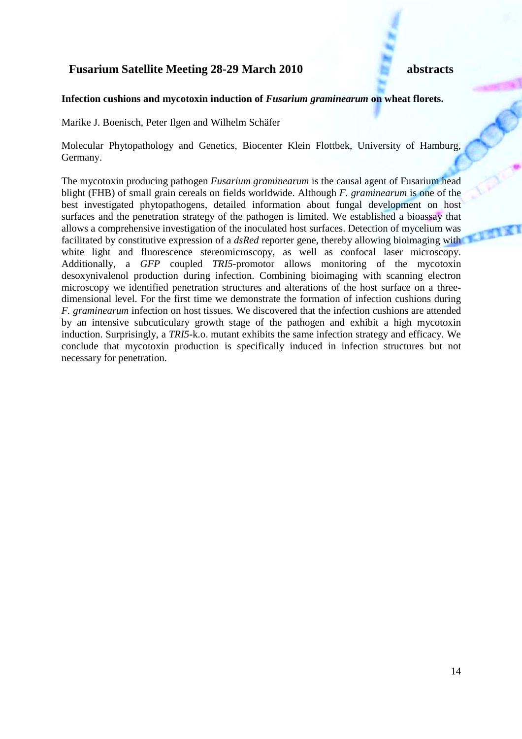**Infection cushions and mycotoxin induction of *Fusarium graminearum* on wheat florets.**

Marike J. Boenisch, Peter Ilgen and Wilhelm Schäfer

Molecular Phytopathology and Genetics, Biocenter Klein Flottbek, University of Hamburg, Germany.

The mycotoxin producing pathogen *Fusarium graminearum* is the causal agent of Fusarium head blight (FHB) of small grain cereals on fields worldwide. Although *F. graminearum* is one of the best investigated phytopathogens, detailed information about fungal development on host surfaces and the penetration strategy of the pathogen is limited. We established a bioassay that allows a comprehensive investigation of the inoculated host surfaces. Detection of mycelium was facilitated by constitutive expression of a *dsRed* reporter gene, thereby allowing bioimaging with white light and fluorescence stereomicroscopy, as well as confocal laser microscopy. Additionally, a *GFP* coupled *TRI5*-promotor allows monitoring of the mycotoxin desoxynivalenol production during infection. Combining bioimaging with scanning electron microscopy we identified penetration structures and alterations of the host surface on a three-dimensional level. For the first time we demonstrate the formation of infection cushions during *F. graminearum* infection on host tissues. We discovered that the infection cushions are attended by an intensive subcuticulary growth stage of the pathogen and exhibit a high mycotoxin induction. Surprisingly, a *TRI5*-k.o. mutant exhibits the same infection strategy and efficacy. We conclude that mycotoxin production is specifically induced in infection structures but not necessary for penetration.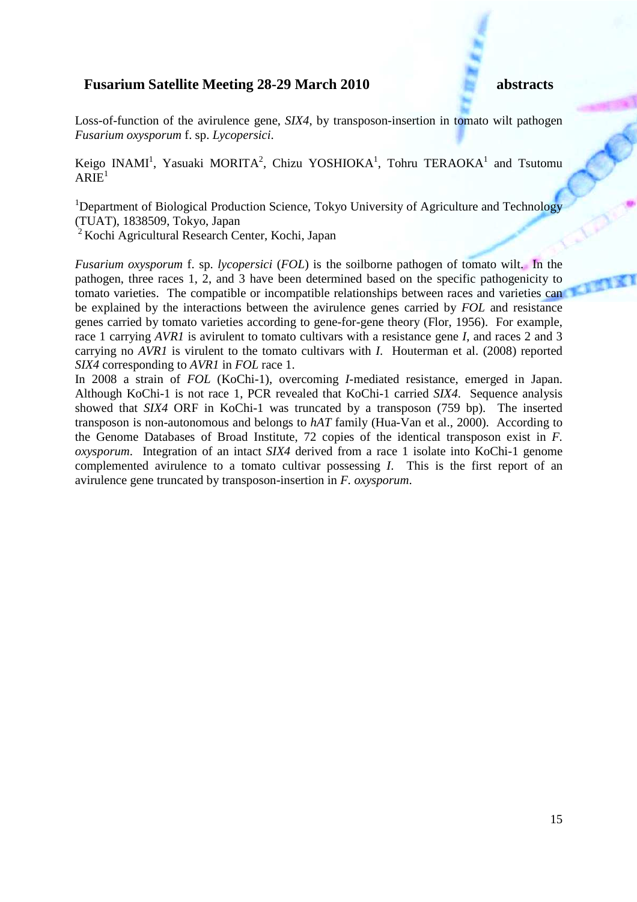Loss-of-function of the avirulence gene, *SIX4*, by transposon-insertion in tomato wilt pathogen *Fusarium oxysporum* f. sp. *Lycopersici*.

Keigo INAMI[1], Yasuaki MORITA[2], Chizu YOSHIOKA[1], Tohru TERAOKA[1] and Tsutomu ARIE[1]

[1]Department of Biological Production Science, Tokyo University of Agriculture and Technology (TUAT), 1838509, Tokyo, Japan
[2]Kochi Agricultural Research Center, Kochi, Japan

*Fusarium oxysporum* f. sp. *lycopersici* (*FOL*) is the soilborne pathogen of tomato wilt. In the pathogen, three races 1, 2, and 3 have been determined based on the specific pathogenicity to tomato varieties. The compatible or incompatible relationships between races and varieties can be explained by the interactions between the avirulence genes carried by *FOL* and resistance genes carried by tomato varieties according to gene-for-gene theory (Flor, 1956). For example, race 1 carrying *AVR1* is avirulent to tomato cultivars with a resistance gene *I*, and races 2 and 3 carrying no *AVR1* is virulent to the tomato cultivars with *I*. Houterman et al. (2008) reported *SIX4* corresponding to *AVR1* in *FOL* race 1.
In 2008 a strain of *FOL* (KoChi-1), overcoming *I*-mediated resistance, emerged in Japan. Although KoChi-1 is not race 1, PCR revealed that KoChi-1 carried *SIX4*. Sequence analysis showed that *SIX4* ORF in KoChi-1 was truncated by a transposon (759 bp). The inserted transposon is non-autonomous and belongs to *hAT* family (Hua-Van et al., 2000). According to the Genome Databases of Broad Institute, 72 copies of the identical transposon exist in *F. oxysporum*. Integration of an intact *SIX4* derived from a race 1 isolate into KoChi-1 genome complemented avirulence to a tomato cultivar possessing *I*. This is the first report of an avirulence gene truncated by transposon-insertion in *F. oxysporum*.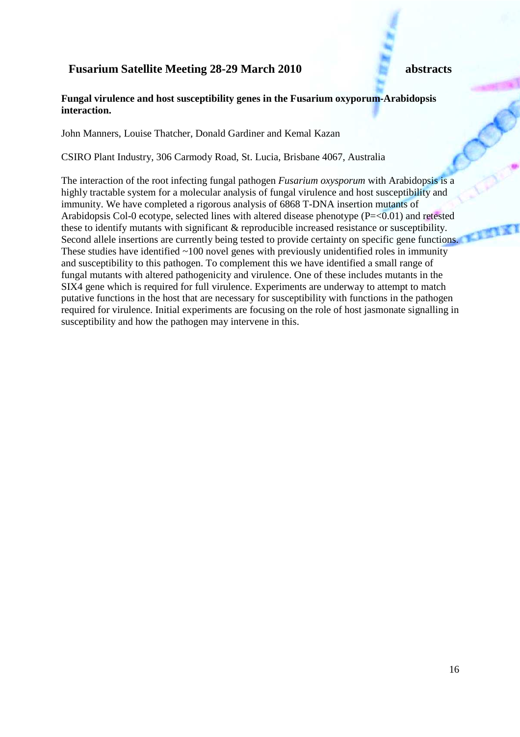**Fungal virulence and host susceptibility genes in the Fusarium oxyporum-Arabidopsis interaction.**

John Manners, Louise Thatcher, Donald Gardiner and Kemal Kazan

CSIRO Plant Industry, 306 Carmody Road, St. Lucia, Brisbane 4067, Australia

The interaction of the root infecting fungal pathogen *Fusarium oxysporum* with Arabidopsis is a highly tractable system for a molecular analysis of fungal virulence and host susceptibility and immunity. We have completed a rigorous analysis of 6868 T-DNA insertion mutants of Arabidopsis Col-0 ecotype, selected lines with altered disease phenotype ($P=<0.01$) and retested these to identify mutants with significant & reproducible increased resistance or susceptibility. Second allele insertions are currently being tested to provide certainty on specific gene functions. These studies have identified ~100 novel genes with previously unidentified roles in immunity and susceptibility to this pathogen. To complement this we have identified a small range of fungal mutants with altered pathogenicity and virulence. One of these includes mutants in the SIX4 gene which is required for full virulence. Experiments are underway to attempt to match putative functions in the host that are necessary for susceptibility with functions in the pathogen required for virulence. Initial experiments are focusing on the role of host jasmonate signalling in susceptibility and how the pathogen may intervene in this.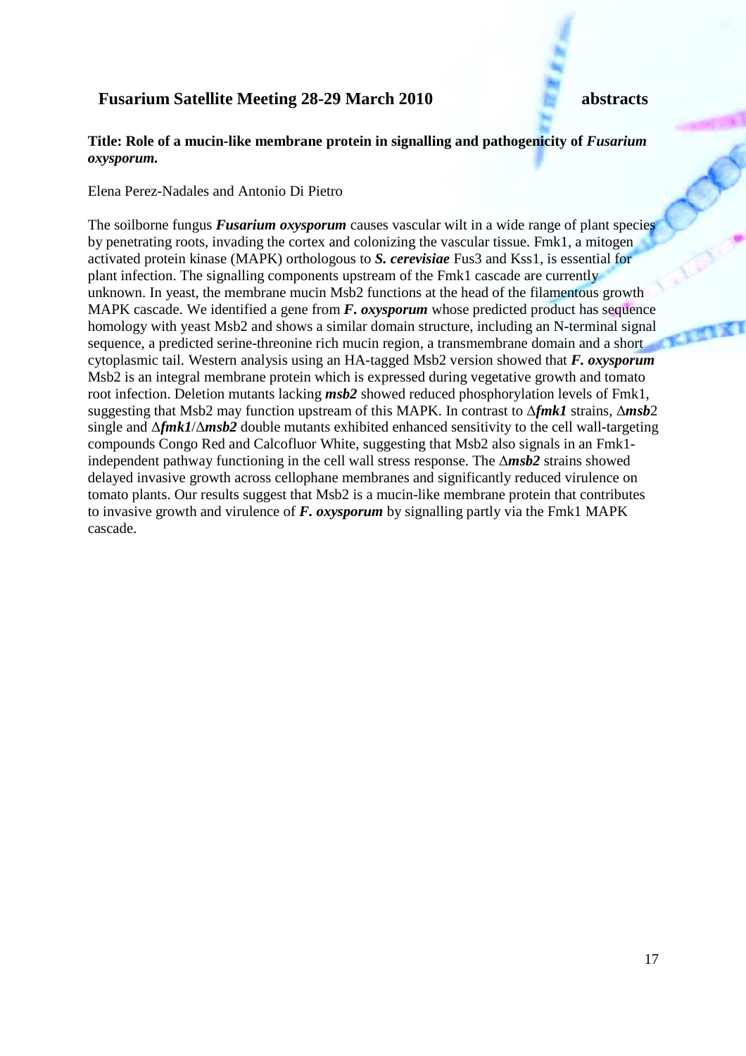**Title: Role of a mucin-like membrane protein in signalling and pathogenicity of *Fusarium oxysporum*.**

Elena Perez-Nadales and Antonio Di Pietro

The soilborne fungus ***Fusarium oxysporum*** causes vascular wilt in a wide range of plant species by penetrating roots, invading the cortex and colonizing the vascular tissue. Fmk1, a mitogen activated protein kinase (MAPK) orthologous to ***S. cerevisiae*** Fus3 and Kss1, is essential for plant infection. The signalling components upstream of the Fmk1 cascade are currently unknown. In yeast, the membrane mucin Msb2 functions at the head of the filamentous growth MAPK cascade. We identified a gene from ***F. oxysporum*** whose predicted product has sequence homology with yeast Msb2 and shows a similar domain structure, including an N-terminal signal sequence, a predicted serine-threonine rich mucin region, a transmembrane domain and a short cytoplasmic tail. Western analysis using an HA-tagged Msb2 version showed that ***F. oxysporum*** Msb2 is an integral membrane protein which is expressed during vegetative growth and tomato root infection. Deletion mutants lacking ***msb2*** showed reduced phosphorylation levels of Fmk1, suggesting that Msb2 may function upstream of this MAPK. In contrast to Δ***fmk1*** strains, Δ***msb*2** single and Δ***fmk1***/Δ***msb2*** double mutants exhibited enhanced sensitivity to the cell wall-targeting compounds Congo Red and Calcofluor White, suggesting that Msb2 also signals in an Fmk1-independent pathway functioning in the cell wall stress response. The Δ***msb2*** strains showed delayed invasive growth across cellophane membranes and significantly reduced virulence on tomato plants. Our results suggest that Msb2 is a mucin-like membrane protein that contributes to invasive growth and virulence of ***F. oxysporum*** by signalling partly via the Fmk1 MAPK cascade.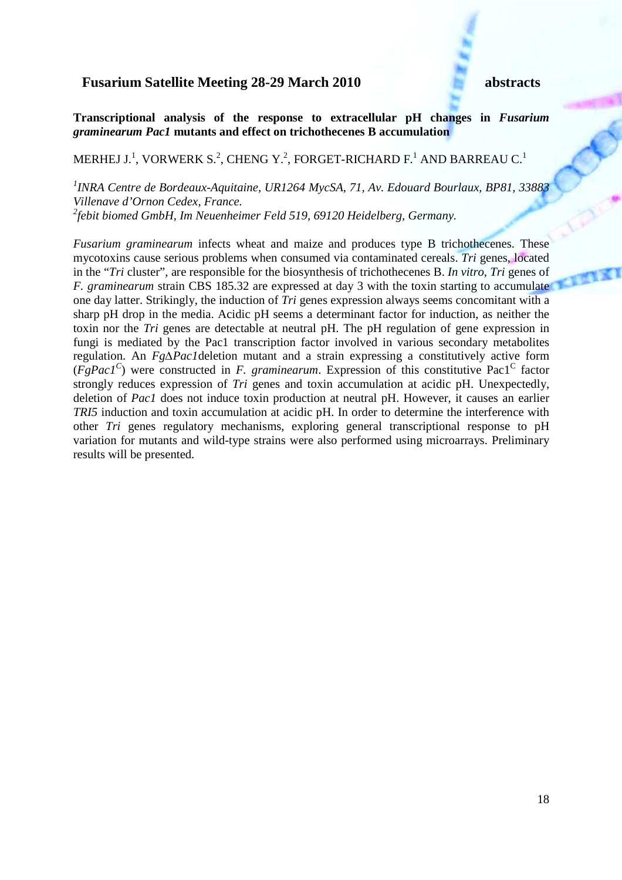**Transcriptional analysis of the response to extracellular pH changes in *Fusarium graminearum Pac1* mutants and effect on trichothecenes B accumulation**

MERHEJ J.[1], VORWERK S.[2], CHENG Y.[2], FORGET-RICHARD F.[1] AND BARREAU C.[1]

[1]*INRA Centre de Bordeaux-Aquitaine, UR1264 MycSA, 71, Av. Edouard Bourlaux, BP81, 33883 Villenave d'Ornon Cedex, France.*
[2]*febit biomed GmbH, Im Neuenheimer Feld 519, 69120 Heidelberg, Germany.*

*Fusarium graminearum* infects wheat and maize and produces type B trichothecenes. These mycotoxins cause serious problems when consumed via contaminated cereals. *Tri* genes, located in the "*Tri* cluster", are responsible for the biosynthesis of trichothecenes B. *In vitro*, *Tri* genes of *F. graminearum* strain CBS 185.32 are expressed at day 3 with the toxin starting to accumulate one day latter. Strikingly, the induction of *Tri* genes expression always seems concomitant with a sharp pH drop in the media. Acidic pH seems a determinant factor for induction, as neither the toxin nor the *Tri* genes are detectable at neutral pH. The pH regulation of gene expression in fungi is mediated by the Pac1 transcription factor involved in various secondary metabolites regulation. An *Fg*Δ*Pac1*deletion mutant and a strain expressing a constitutively active form ($FgPac1^{C}$) were constructed in *F. graminearum*. Expression of this constitutive $Pac1^{C}$ factor strongly reduces expression of *Tri* genes and toxin accumulation at acidic pH. Unexpectedly, deletion of *Pac1* does not induce toxin production at neutral pH. However, it causes an earlier *TRI5* induction and toxin accumulation at acidic pH. In order to determine the interference with other *Tri* genes regulatory mechanisms, exploring general transcriptional response to pH variation for mutants and wild-type strains were also performed using microarrays. Preliminary results will be presented.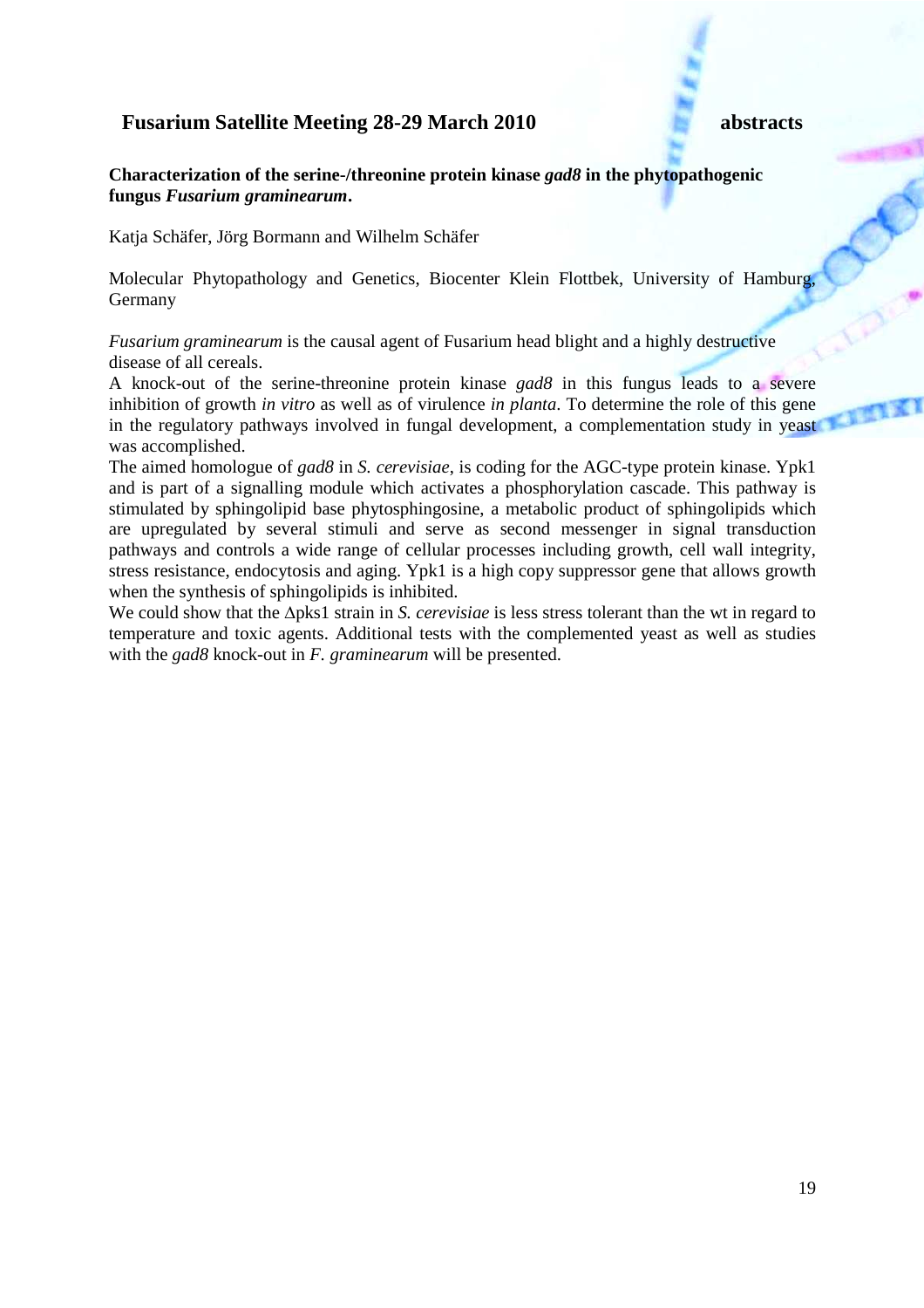### Characterization of the serine-/threonine protein kinase *gad8* in the phytopathogenic fungus *Fusarium graminearum*.

Katja Schäfer, Jörg Bormann and Wilhelm Schäfer

Molecular Phytopathology and Genetics, Biocenter Klein Flottbek, University of Hamburg, Germany

*Fusarium graminearum* is the causal agent of Fusarium head blight and a highly destructive disease of all cereals.

A knock-out of the serine-threonine protein kinase *gad8* in this fungus leads to a severe inhibition of growth *in vitro* as well as of virulence *in planta*. To determine the role of this gene in the regulatory pathways involved in fungal development, a complementation study in yeast was accomplished.

The aimed homologue of *gad8* in *S. cerevisiae*, is coding for the AGC-type protein kinase. Ypk1 and is part of a signalling module which activates a phosphorylation cascade. This pathway is stimulated by sphingolipid base phytosphingosine, a metabolic product of sphingolipids which are upregulated by several stimuli and serve as second messenger in signal transduction pathways and controls a wide range of cellular processes including growth, cell wall integrity, stress resistance, endocytosis and aging. Ypk1 is a high copy suppressor gene that allows growth when the synthesis of sphingolipids is inhibited.

We could show that the Δpks1 strain in *S. cerevisiae* is less stress tolerant than the wt in regard to temperature and toxic agents. Additional tests with the complemented yeast as well as studies with the *gad8* knock-out in *F. graminearum* will be presented.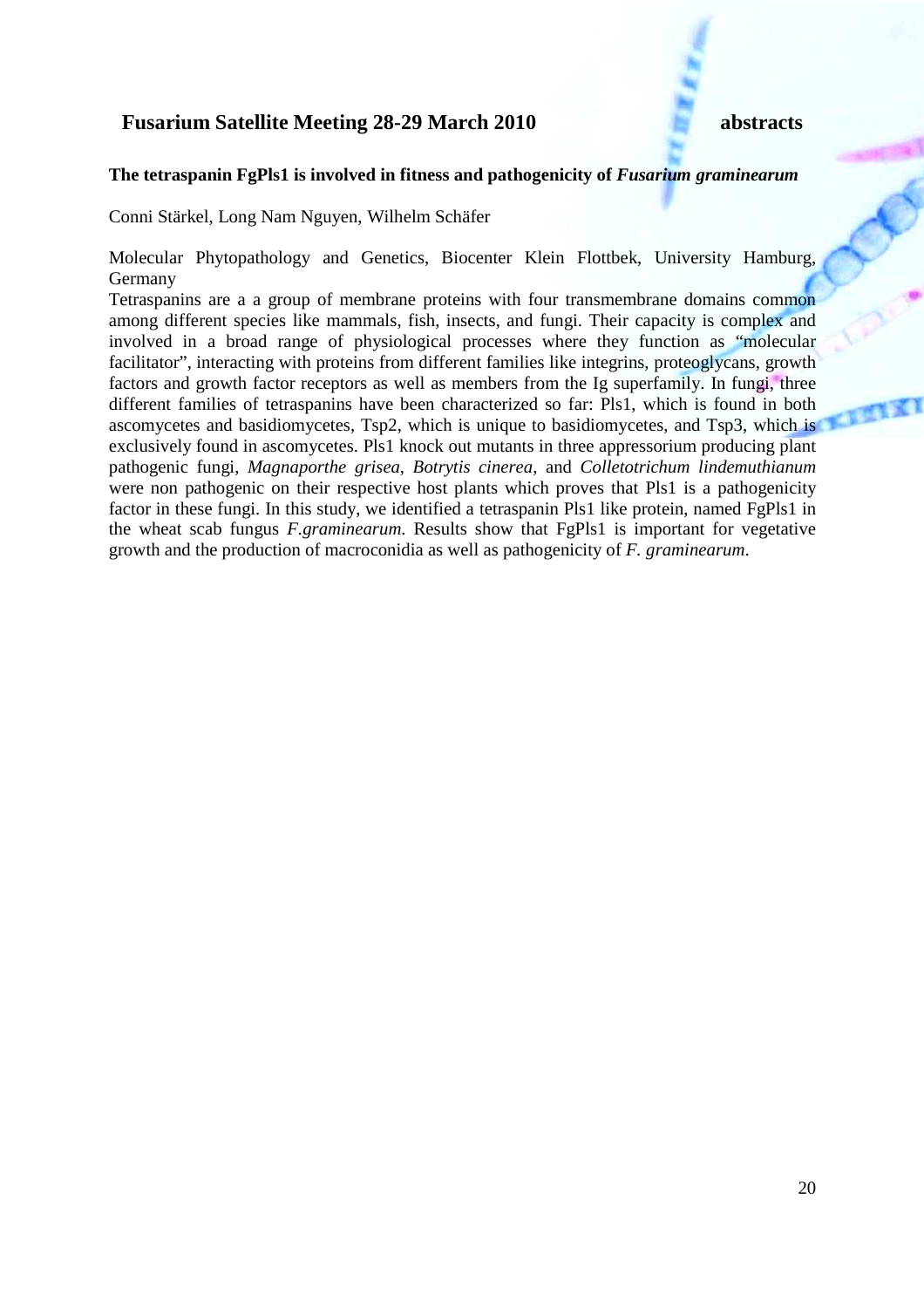### The tetraspanin FgPls1 is involved in fitness and pathogenicity of *Fusarium graminearum*

Conni Stärkel, Long Nam Nguyen, Wilhelm Schäfer

Molecular Phytopathology and Genetics, Biocenter Klein Flottbek, University Hamburg, Germany

Tetraspanins are a a group of membrane proteins with four transmembrane domains common among different species like mammals, fish, insects, and fungi. Their capacity is complex and involved in a broad range of physiological processes where they function as "molecular facilitator", interacting with proteins from different families like integrins, proteoglycans, growth factors and growth factor receptors as well as members from the Ig superfamily. In fungi, three different families of tetraspanins have been characterized so far: Pls1, which is found in both ascomycetes and basidiomycetes, Tsp2, which is unique to basidiomycetes, and Tsp3, which is exclusively found in ascomycetes. Pls1 knock out mutants in three appressorium producing plant pathogenic fungi, *Magnaporthe grisea*, *Botrytis cinerea*, and *Colletotrichum lindemuthianum* were non pathogenic on their respective host plants which proves that Pls1 is a pathogenicity factor in these fungi. In this study, we identified a tetraspanin Pls1 like protein, named FgPls1 in the wheat scab fungus *F.graminearum*. Results show that FgPls1 is important for vegetative growth and the production of macroconidia as well as pathogenicity of *F. graminearum*.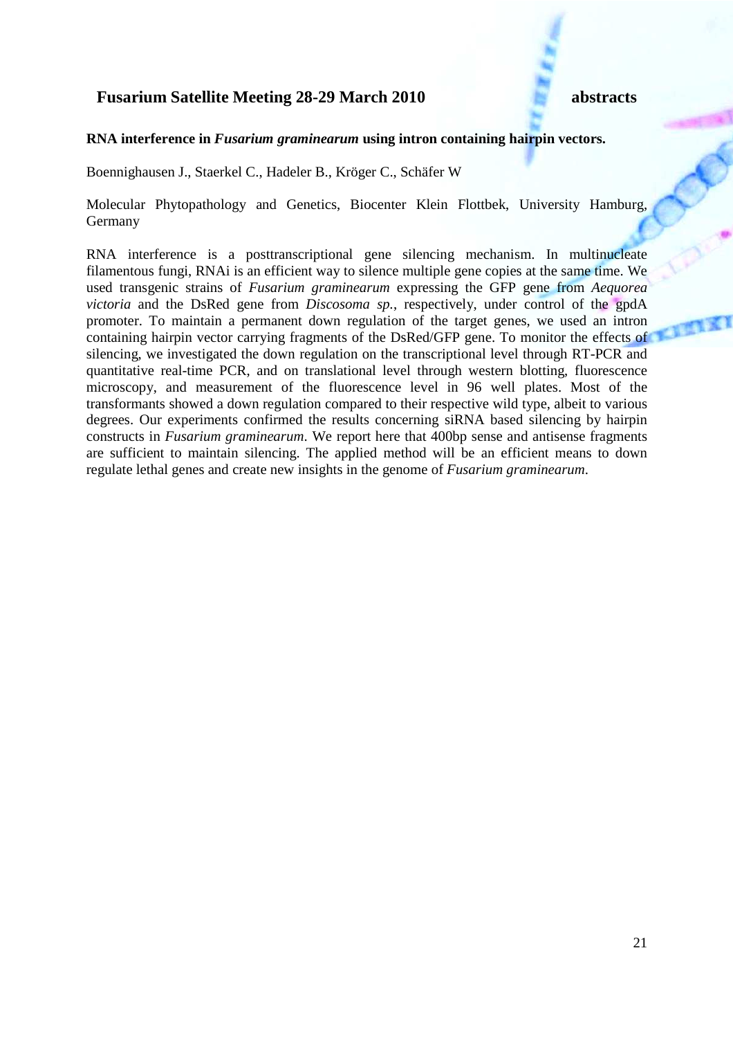## RNA interference in *Fusarium graminearum* using intron containing hairpin vectors.

Boennighausen J., Staerkel C., Hadeler B., Kröger C., Schäfer W

Molecular Phytopathology and Genetics, Biocenter Klein Flottbek, University Hamburg, Germany

RNA interference is a posttranscriptional gene silencing mechanism. In multinucleate filamentous fungi, RNAi is an efficient way to silence multiple gene copies at the same time. We used transgenic strains of *Fusarium graminearum* expressing the GFP gene from *Aequorea victoria* and the DsRed gene from *Discosoma sp.*, respectively, under control of the gpdA promoter. To maintain a permanent down regulation of the target genes, we used an intron containing hairpin vector carrying fragments of the DsRed/GFP gene. To monitor the effects of silencing, we investigated the down regulation on the transcriptional level through RT-PCR and quantitative real-time PCR, and on translational level through western blotting, fluorescence microscopy, and measurement of the fluorescence level in 96 well plates. Most of the transformants showed a down regulation compared to their respective wild type, albeit to various degrees. Our experiments confirmed the results concerning siRNA based silencing by hairpin constructs in *Fusarium graminearum*. We report here that 400bp sense and antisense fragments are sufficient to maintain silencing. The applied method will be an efficient means to down regulate lethal genes and create new insights in the genome of *Fusarium graminearum*.